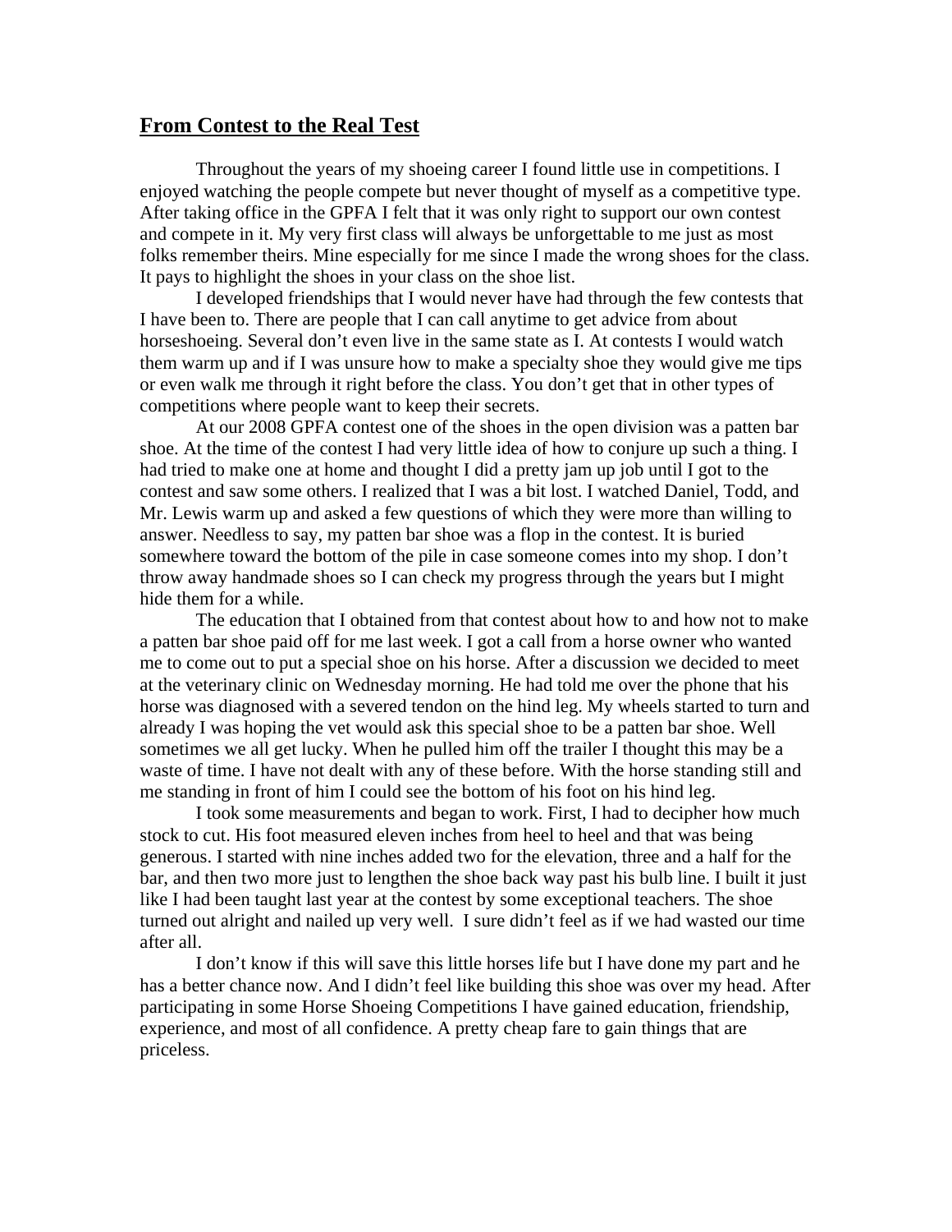## From Contest to the Real Test

Throughout the years of my shoeing career I found little use in competitions. I enjoyed watching the people compete but never thought of myself as a competitive type. After taking office in the GPFA I felt that it was only right to support our own contest and compete in it. My very first class will always be unforgettable to me just as most folks remember theirs. Mine especially for me since I made the wrong shoes for the class. It pays to highlight the shoes in your class on the shoe list.

I developed friendships that I would never have had through the few contests that I have been to. There are people that I can call anytime to get advice from about horseshoeing. Several don't even live in the same state as I. At contests I would watch them warm up and if I was unsure how to make a specialty shoe they would give me tips or even walk me through it right before the class. You don't get that in other types of competitions where people want to keep their secrets.

At our 2008 GPFA contest one of the shoes in the open division was a patten bar shoe. At the time of the contest I had very little idea of how to conjure up such a thing. I had tried to make one at home and thought I did a pretty jam up job until I got to the contest and saw some others. I realized that I was a bit lost. I watched Daniel, Todd, and Mr. Lewis warm up and asked a few questions of which they were more than willing to answer. Needless to say, my patten bar shoe was a flop in the contest. It is buried somewhere toward the bottom of the pile in case someone comes into my shop. I don't throw away handmade shoes so I can check my progress through the years but I might hide them for a while.

The education that I obtained from that contest about how to and how not to make a patten bar shoe paid off for me last week. I got a call from a horse owner who wanted me to come out to put a special shoe on his horse. After a discussion we decided to meet at the veterinary clinic on Wednesday morning. He had told me over the phone that his horse was diagnosed with a severed tendon on the hind leg. My wheels started to turn and already I was hoping the vet would ask this special shoe to be a patten bar shoe. Well sometimes we all get lucky. When he pulled him off the trailer I thought this may be a waste of time. I have not dealt with any of these before. With the horse standing still and me standing in front of him I could see the bottom of his foot on his hind leg.

I took some measurements and began to work. First, I had to decipher how much stock to cut. His foot measured eleven inches from heel to heel and that was being generous. I started with nine inches added two for the elevation, three and a half for the bar, and then two more just to lengthen the shoe back way past his bulb line. I built it just like I had been taught last year at the contest by some exceptional teachers. The shoe turned out alright and nailed up very well. I sure didn't feel as if we had wasted our time after all.

I don't know if this will save this little horses life but I have done my part and he has a better chance now. And I didn't feel like building this shoe was over my head. After participating in some Horse Shoeing Competitions I have gained education, friendship, experience, and most of all confidence. A pretty cheap fare to gain things that are priceless.